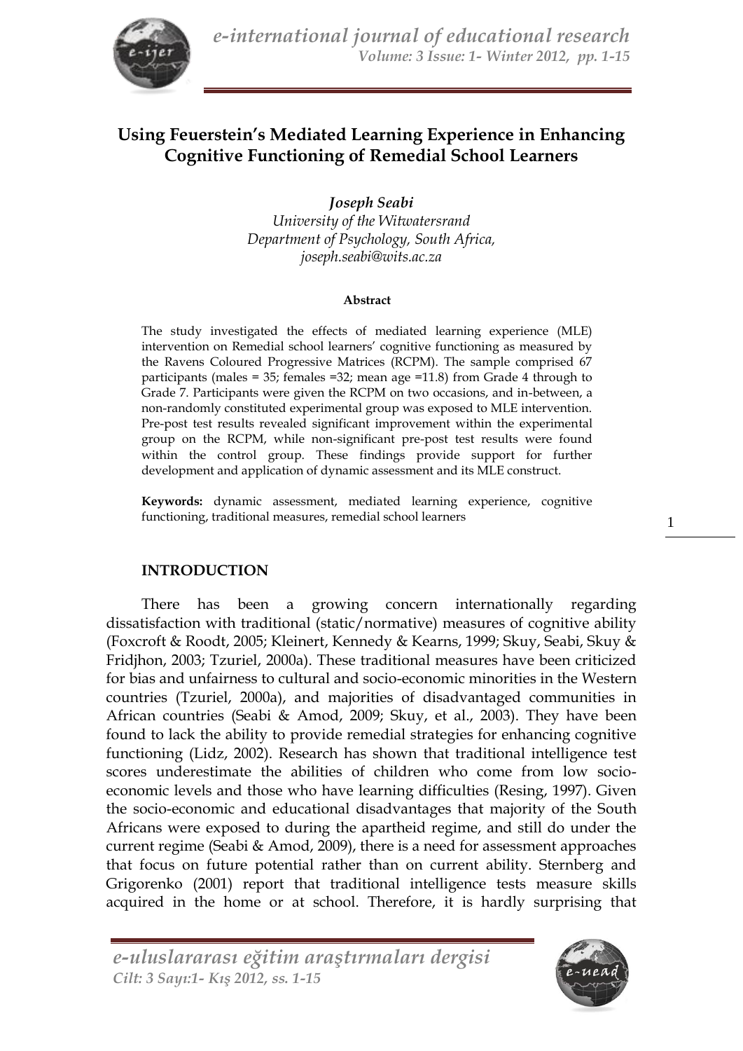# Using Feuerstein's Mediated Learning Experience in Enhancing Cognitive Functioning of Remedial School Learners

***Joseph Seabi***
*University of the Witwatersrand*
*Department of Psychology, South Africa,*
*joseph.seabi@wits.ac.za*

**Abstract**

The study investigated the effects of mediated learning experience (MLE) intervention on Remedial school learners' cognitive functioning as measured by the Ravens Coloured Progressive Matrices (RCPM). The sample comprised 67 participants (males = 35; females =32; mean age =11.8) from Grade 4 through to Grade 7. Participants were given the RCPM on two occasions, and in-between, a non-randomly constituted experimental group was exposed to MLE intervention. Pre-post test results revealed significant improvement within the experimental group on the RCPM, while non-significant pre-post test results were found within the control group. These findings provide support for further development and application of dynamic assessment and its MLE construct.

**Keywords:** dynamic assessment, mediated learning experience, cognitive functioning, traditional measures, remedial school learners

## INTRODUCTION

There has been a growing concern internationally regarding dissatisfaction with traditional (static/normative) measures of cognitive ability (Foxcroft & Roodt, 2005; Kleinert, Kennedy & Kearns, 1999; Skuy, Seabi, Skuy & Fridjhon, 2003; Tzuriel, 2000a). These traditional measures have been criticized for bias and unfairness to cultural and socio-economic minorities in the Western countries (Tzuriel, 2000a), and majorities of disadvantaged communities in African countries (Seabi & Amod, 2009; Skuy, et al., 2003). They have been found to lack the ability to provide remedial strategies for enhancing cognitive functioning (Lidz, 2002). Research has shown that traditional intelligence test scores underestimate the abilities of children who come from low socio-economic levels and those who have learning difficulties (Resing, 1997). Given the socio-economic and educational disadvantages that majority of the South Africans were exposed to during the apartheid regime, and still do under the current regime (Seabi & Amod, 2009), there is a need for assessment approaches that focus on future potential rather than on current ability. Sternberg and Grigorenko (2001) report that traditional intelligence tests measure skills acquired in the home or at school. Therefore, it is hardly surprising that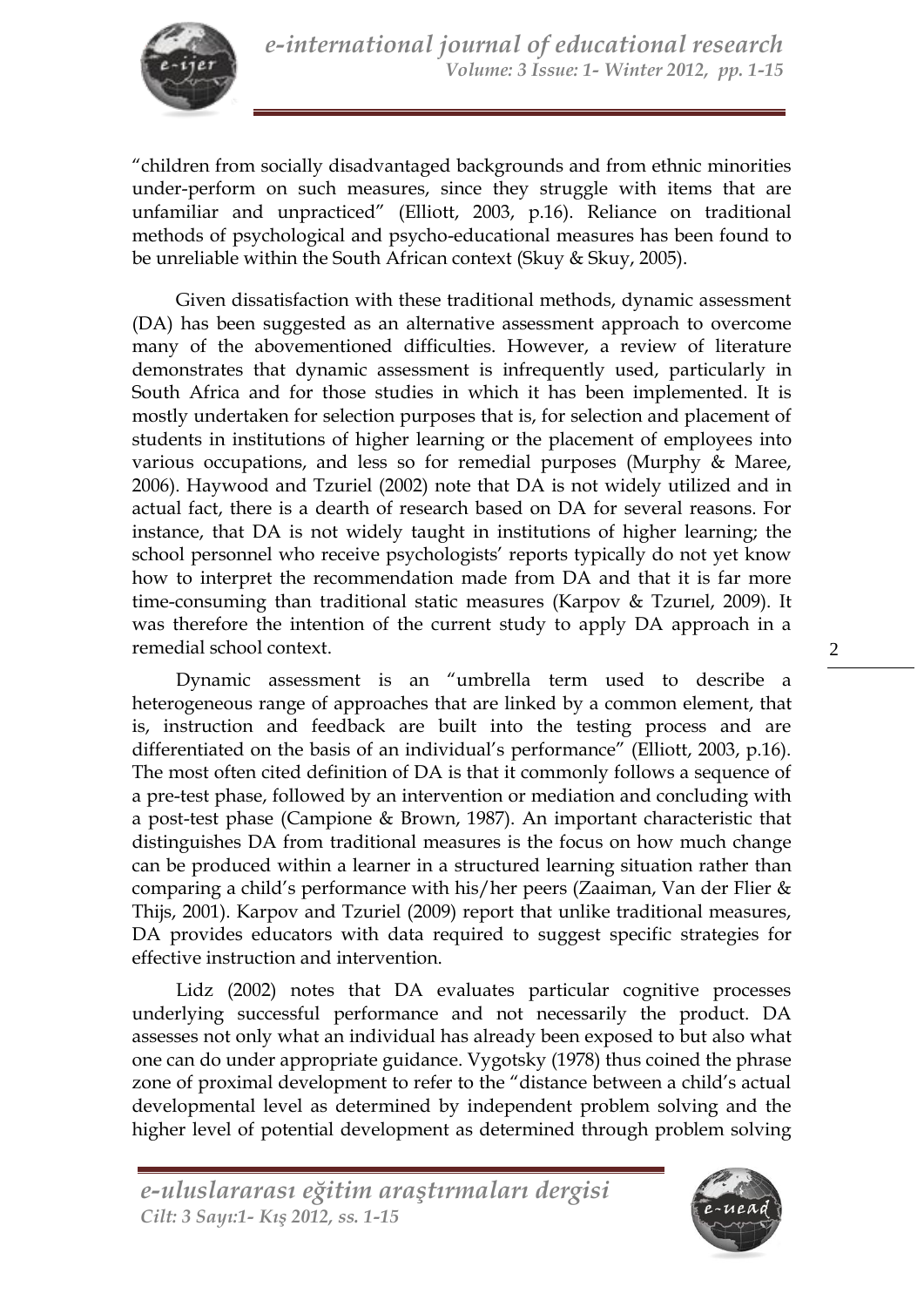"children from socially disadvantaged backgrounds and from ethnic minorities under-perform on such measures, since they struggle with items that are unfamiliar and unpracticed" (Elliott, 2003, p.16). Reliance on traditional methods of psychological and psycho-educational measures has been found to be unreliable within the South African context (Skuy & Skuy, 2005).

Given dissatisfaction with these traditional methods, dynamic assessment (DA) has been suggested as an alternative assessment approach to overcome many of the abovementioned difficulties. However, a review of literature demonstrates that dynamic assessment is infrequently used, particularly in South Africa and for those studies in which it has been implemented. It is mostly undertaken for selection purposes that is, for selection and placement of students in institutions of higher learning or the placement of employees into various occupations, and less so for remedial purposes (Murphy & Maree, 2006). Haywood and Tzuriel (2002) note that DA is not widely utilized and in actual fact, there is a dearth of research based on DA for several reasons. For instance, that DA is not widely taught in institutions of higher learning; the school personnel who receive psychologists' reports typically do not yet know how to interpret the recommendation made from DA and that it is far more time-consuming than traditional static measures (Karpov & Tzurıel, 2009). It was therefore the intention of the current study to apply DA approach in a remedial school context.

Dynamic assessment is an "umbrella term used to describe a heterogeneous range of approaches that are linked by a common element, that is, instruction and feedback are built into the testing process and are differentiated on the basis of an individual's performance" (Elliott, 2003, p.16). The most often cited definition of DA is that it commonly follows a sequence of a pre-test phase, followed by an intervention or mediation and concluding with a post-test phase (Campione & Brown, 1987). An important characteristic that distinguishes DA from traditional measures is the focus on how much change can be produced within a learner in a structured learning situation rather than comparing a child's performance with his/her peers (Zaaiman, Van der Flier & Thijs, 2001). Karpov and Tzuriel (2009) report that unlike traditional measures, DA provides educators with data required to suggest specific strategies for effective instruction and intervention.

Lidz (2002) notes that DA evaluates particular cognitive processes underlying successful performance and not necessarily the product. DA assesses not only what an individual has already been exposed to but also what one can do under appropriate guidance. Vygotsky (1978) thus coined the phrase zone of proximal development to refer to the "distance between a child's actual developmental level as determined by independent problem solving and the higher level of potential development as determined through problem solving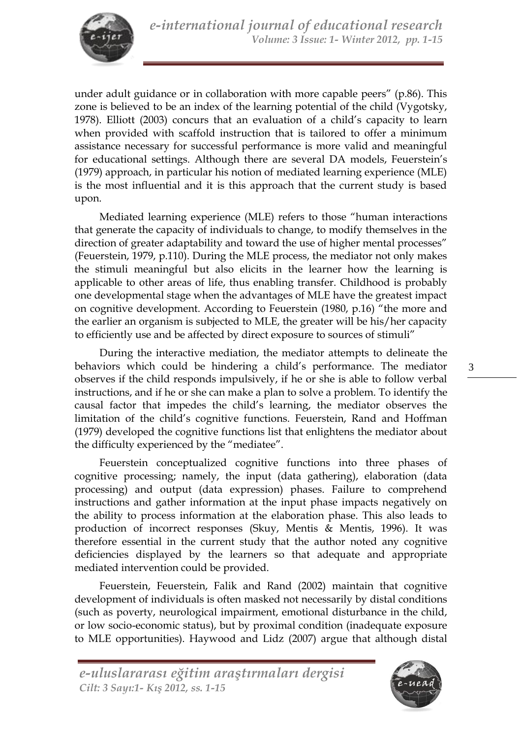under adult guidance or in collaboration with more capable peers" (p.86). This zone is believed to be an index of the learning potential of the child (Vygotsky, 1978). Elliott (2003) concurs that an evaluation of a child's capacity to learn when provided with scaffold instruction that is tailored to offer a minimum assistance necessary for successful performance is more valid and meaningful for educational settings. Although there are several DA models, Feuerstein's (1979) approach, in particular his notion of mediated learning experience (MLE) is the most influential and it is this approach that the current study is based upon.

Mediated learning experience (MLE) refers to those "human interactions that generate the capacity of individuals to change, to modify themselves in the direction of greater adaptability and toward the use of higher mental processes" (Feuerstein, 1979, p.110). During the MLE process, the mediator not only makes the stimuli meaningful but also elicits in the learner how the learning is applicable to other areas of life, thus enabling transfer. Childhood is probably one developmental stage when the advantages of MLE have the greatest impact on cognitive development. According to Feuerstein (1980, p.16) "the more and the earlier an organism is subjected to MLE, the greater will be his/her capacity to efficiently use and be affected by direct exposure to sources of stimuli"

During the interactive mediation, the mediator attempts to delineate the behaviors which could be hindering a child's performance. The mediator observes if the child responds impulsively, if he or she is able to follow verbal instructions, and if he or she can make a plan to solve a problem. To identify the causal factor that impedes the child's learning, the mediator observes the limitation of the child's cognitive functions. Feuerstein, Rand and Hoffman (1979) developed the cognitive functions list that enlightens the mediator about the difficulty experienced by the "mediatee".

Feuerstein conceptualized cognitive functions into three phases of cognitive processing; namely, the input (data gathering), elaboration (data processing) and output (data expression) phases. Failure to comprehend instructions and gather information at the input phase impacts negatively on the ability to process information at the elaboration phase. This also leads to production of incorrect responses (Skuy, Mentis & Mentis, 1996). It was therefore essential in the current study that the author noted any cognitive deficiencies displayed by the learners so that adequate and appropriate mediated intervention could be provided.

Feuerstein, Feuerstein, Falik and Rand (2002) maintain that cognitive development of individuals is often masked not necessarily by distal conditions (such as poverty, neurological impairment, emotional disturbance in the child, or low socio-economic status), but by proximal condition (inadequate exposure to MLE opportunities). Haywood and Lidz (2007) argue that although distal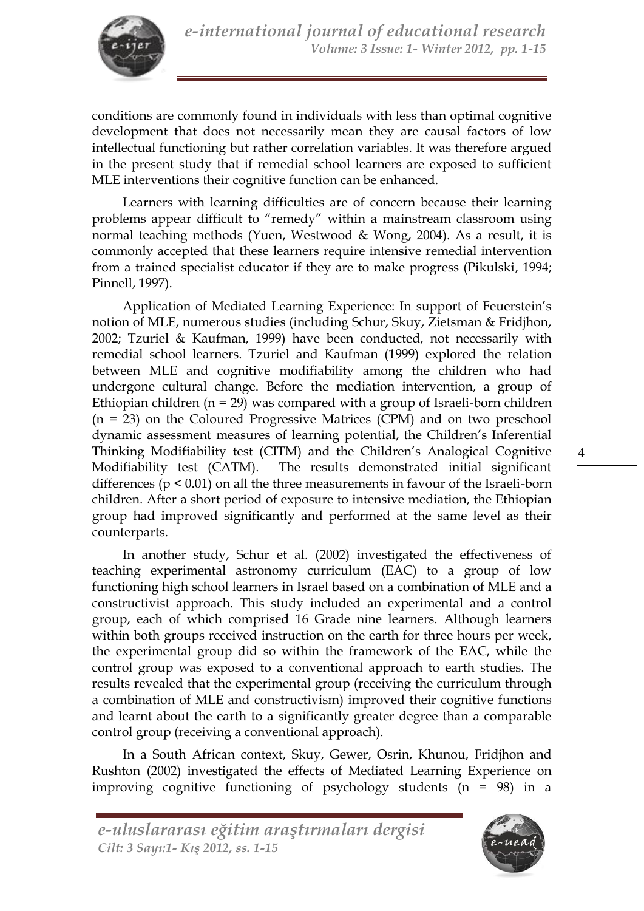conditions are commonly found in individuals with less than optimal cognitive development that does not necessarily mean they are causal factors of low intellectual functioning but rather correlation variables. It was therefore argued in the present study that if remedial school learners are exposed to sufficient MLE interventions their cognitive function can be enhanced.

Learners with learning difficulties are of concern because their learning problems appear difficult to "remedy" within a mainstream classroom using normal teaching methods (Yuen, Westwood & Wong, 2004). As a result, it is commonly accepted that these learners require intensive remedial intervention from a trained specialist educator if they are to make progress (Pikulski, 1994; Pinnell, 1997).

Application of Mediated Learning Experience: In support of Feuerstein's notion of MLE, numerous studies (including Schur, Skuy, Zietsman & Fridjhon, 2002; Tzuriel & Kaufman, 1999) have been conducted, not necessarily with remedial school learners. Tzuriel and Kaufman (1999) explored the relation between MLE and cognitive modifiability among the children who had undergone cultural change. Before the mediation intervention, a group of Ethiopian children ($n = 29$) was compared with a group of Israeli-born children ($n = 23$) on the Coloured Progressive Matrices (CPM) and on two preschool dynamic assessment measures of learning potential, the Children's Inferential Thinking Modifiability test (CITM) and the Children's Analogical Cognitive Modifiability test (CATM). The results demonstrated initial significant differences ($p < 0.01$) on all the three measurements in favour of the Israeli-born children. After a short period of exposure to intensive mediation, the Ethiopian group had improved significantly and performed at the same level as their counterparts.

In another study, Schur et al. (2002) investigated the effectiveness of teaching experimental astronomy curriculum (EAC) to a group of low functioning high school learners in Israel based on a combination of MLE and a constructivist approach. This study included an experimental and a control group, each of which comprised 16 Grade nine learners. Although learners within both groups received instruction on the earth for three hours per week, the experimental group did so within the framework of the EAC, while the control group was exposed to a conventional approach to earth studies. The results revealed that the experimental group (receiving the curriculum through a combination of MLE and constructivism) improved their cognitive functions and learnt about the earth to a significantly greater degree than a comparable control group (receiving a conventional approach).

In a South African context, Skuy, Gewer, Osrin, Khunou, Fridjhon and Rushton (2002) investigated the effects of Mediated Learning Experience on improving cognitive functioning of psychology students ($n = 98$) in a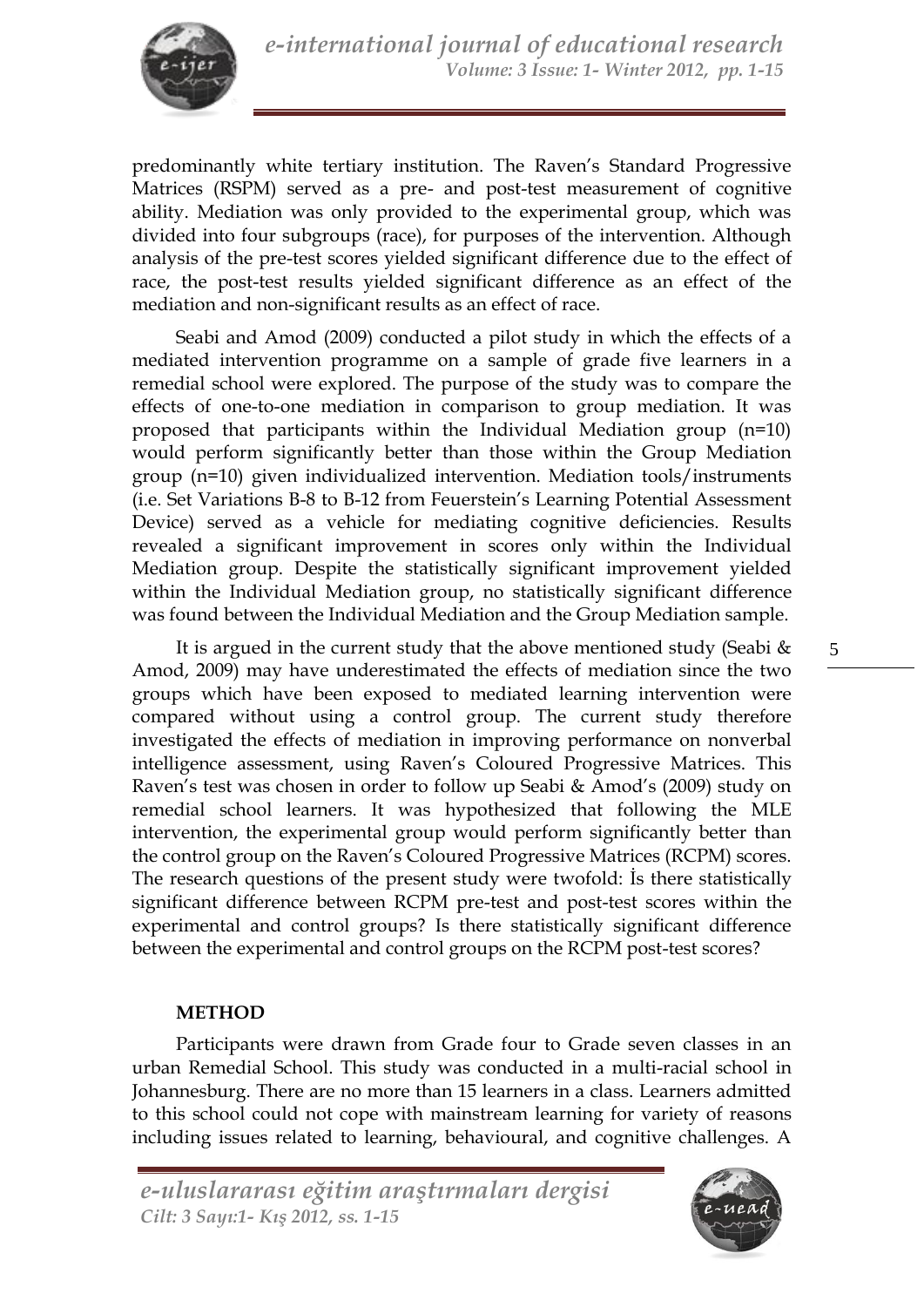predominantly white tertiary institution. The Raven's Standard Progressive Matrices (RSPM) served as a pre- and post-test measurement of cognitive ability. Mediation was only provided to the experimental group, which was divided into four subgroups (race), for purposes of the intervention. Although analysis of the pre-test scores yielded significant difference due to the effect of race, the post-test results yielded significant difference as an effect of the mediation and non-significant results as an effect of race.

Seabi and Amod (2009) conducted a pilot study in which the effects of a mediated intervention programme on a sample of grade five learners in a remedial school were explored. The purpose of the study was to compare the effects of one-to-one mediation in comparison to group mediation. It was proposed that participants within the Individual Mediation group (n=10) would perform significantly better than those within the Group Mediation group (n=10) given individualized intervention. Mediation tools/instruments (i.e. Set Variations B-8 to B-12 from Feuerstein's Learning Potential Assessment Device) served as a vehicle for mediating cognitive deficiencies. Results revealed a significant improvement in scores only within the Individual Mediation group. Despite the statistically significant improvement yielded within the Individual Mediation group, no statistically significant difference was found between the Individual Mediation and the Group Mediation sample.

It is argued in the current study that the above mentioned study (Seabi & Amod, 2009) may have underestimated the effects of mediation since the two groups which have been exposed to mediated learning intervention were compared without using a control group. The current study therefore investigated the effects of mediation in improving performance on nonverbal intelligence assessment, using Raven's Coloured Progressive Matrices. This Raven's test was chosen in order to follow up Seabi & Amod's (2009) study on remedial school learners. It was hypothesized that following the MLE intervention, the experimental group would perform significantly better than the control group on the Raven's Coloured Progressive Matrices (RCPM) scores. The research questions of the present study were twofold: İs there statistically significant difference between RCPM pre-test and post-test scores within the experimental and control groups? Is there statistically significant difference between the experimental and control groups on the RCPM post-test scores?

## METHOD

Participants were drawn from Grade four to Grade seven classes in an urban Remedial School. This study was conducted in a multi-racial school in Johannesburg. There are no more than 15 learners in a class. Learners admitted to this school could not cope with mainstream learning for variety of reasons including issues related to learning, behavioural, and cognitive challenges. A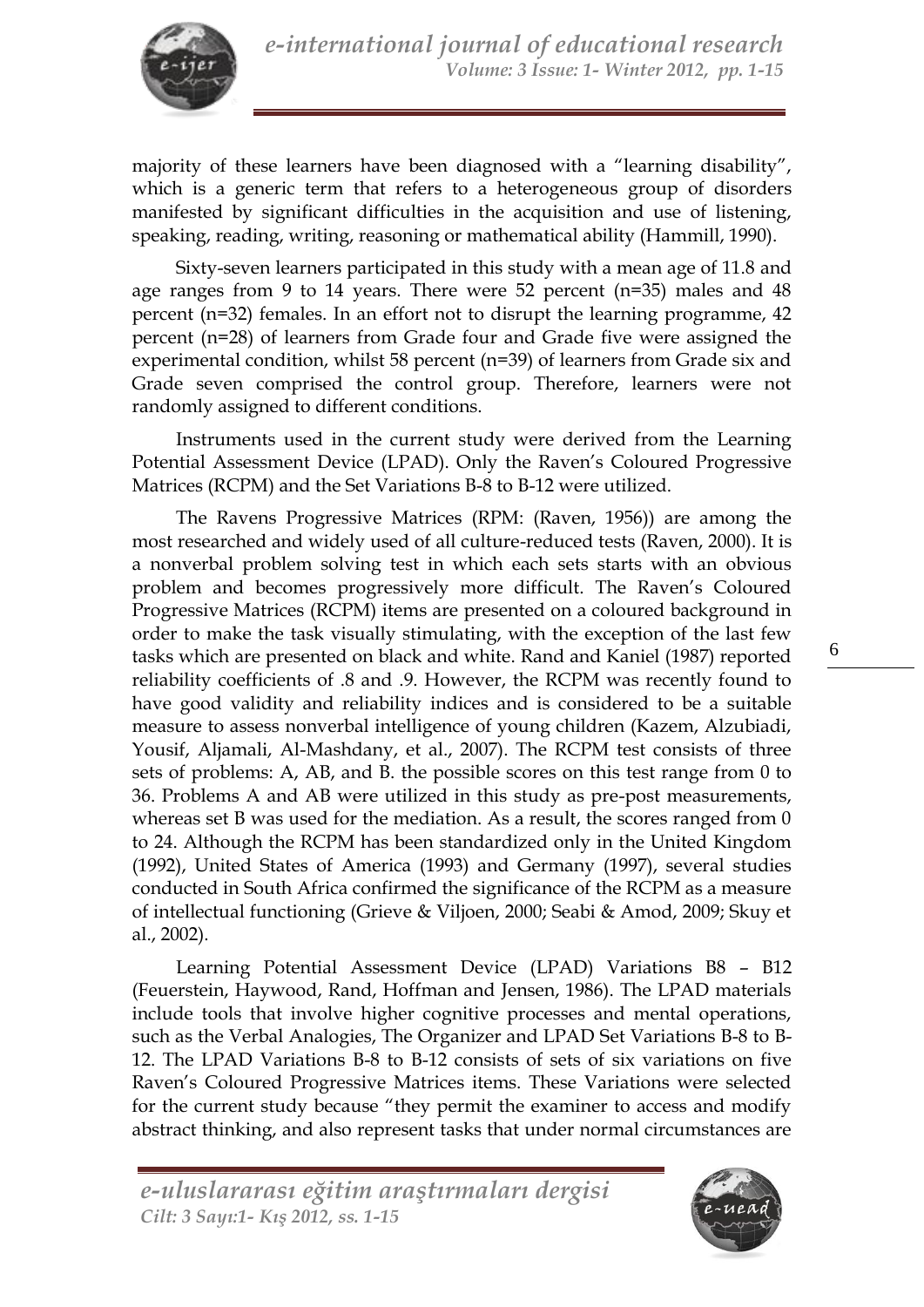majority of these learners have been diagnosed with a "learning disability", which is a generic term that refers to a heterogeneous group of disorders manifested by significant difficulties in the acquisition and use of listening, speaking, reading, writing, reasoning or mathematical ability (Hammill, 1990).

Sixty-seven learners participated in this study with a mean age of 11.8 and age ranges from 9 to 14 years. There were 52 percent (n=35) males and 48 percent (n=32) females. In an effort not to disrupt the learning programme, 42 percent (n=28) of learners from Grade four and Grade five were assigned the experimental condition, whilst 58 percent (n=39) of learners from Grade six and Grade seven comprised the control group. Therefore, learners were not randomly assigned to different conditions.

Instruments used in the current study were derived from the Learning Potential Assessment Device (LPAD). Only the Raven's Coloured Progressive Matrices (RCPM) and the Set Variations B-8 to B-12 were utilized.

The Ravens Progressive Matrices (RPM: (Raven, 1956)) are among the most researched and widely used of all culture-reduced tests (Raven, 2000). It is a nonverbal problem solving test in which each sets starts with an obvious problem and becomes progressively more difficult. The Raven's Coloured Progressive Matrices (RCPM) items are presented on a coloured background in order to make the task visually stimulating, with the exception of the last few tasks which are presented on black and white. Rand and Kaniel (1987) reported reliability coefficients of .8 and .9. However, the RCPM was recently found to have good validity and reliability indices and is considered to be a suitable measure to assess nonverbal intelligence of young children (Kazem, Alzubiadi, Yousif, Aljamali, Al-Mashdany, et al., 2007). The RCPM test consists of three sets of problems: A, AB, and B. the possible scores on this test range from 0 to 36. Problems A and AB were utilized in this study as pre-post measurements, whereas set B was used for the mediation. As a result, the scores ranged from 0 to 24. Although the RCPM has been standardized only in the United Kingdom (1992), United States of America (1993) and Germany (1997), several studies conducted in South Africa confirmed the significance of the RCPM as a measure of intellectual functioning (Grieve & Viljoen, 2000; Seabi & Amod, 2009; Skuy et al., 2002).

Learning Potential Assessment Device (LPAD) Variations B8 – B12 (Feuerstein, Haywood, Rand, Hoffman and Jensen, 1986). The LPAD materials include tools that involve higher cognitive processes and mental operations, such as the Verbal Analogies, The Organizer and LPAD Set Variations B-8 to B-12. The LPAD Variations B-8 to B-12 consists of sets of six variations on five Raven's Coloured Progressive Matrices items. These Variations were selected for the current study because "they permit the examiner to access and modify abstract thinking, and also represent tasks that under normal circumstances are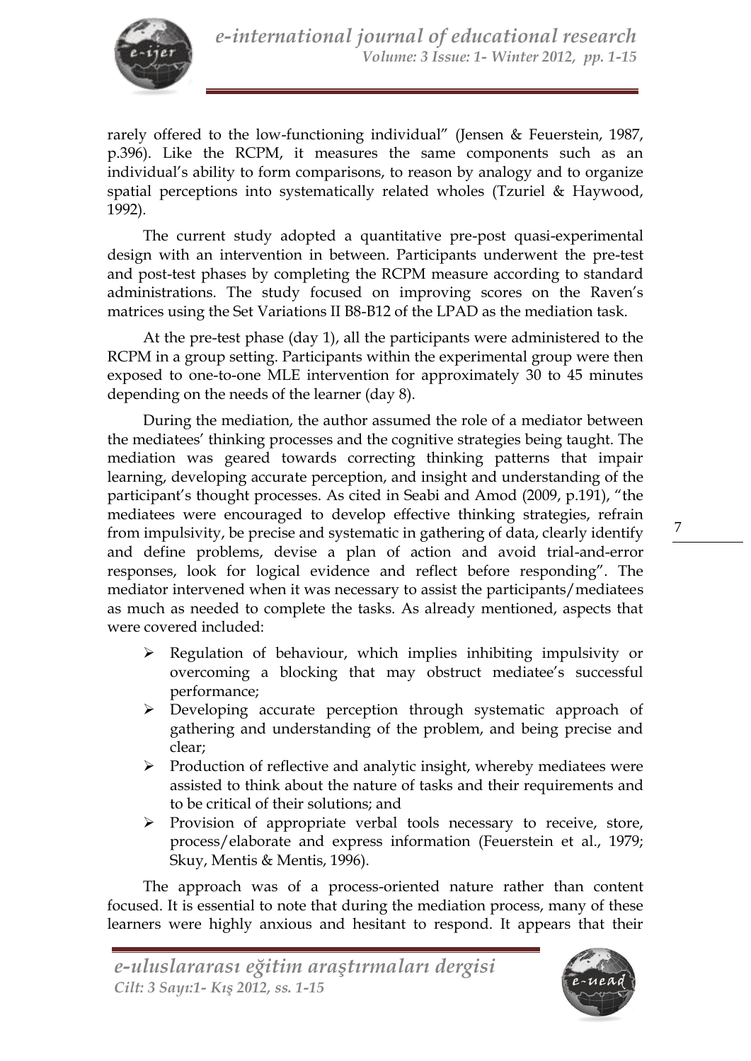rarely offered to the low-functioning individual" (Jensen & Feuerstein, 1987, p.396). Like the RCPM, it measures the same components such as an individual's ability to form comparisons, to reason by analogy and to organize spatial perceptions into systematically related wholes (Tzuriel & Haywood, 1992).

The current study adopted a quantitative pre-post quasi-experimental design with an intervention in between. Participants underwent the pre-test and post-test phases by completing the RCPM measure according to standard administrations. The study focused on improving scores on the Raven's matrices using the Set Variations II B8-B12 of the LPAD as the mediation task.

At the pre-test phase (day 1), all the participants were administered to the RCPM in a group setting. Participants within the experimental group were then exposed to one-to-one MLE intervention for approximately 30 to 45 minutes depending on the needs of the learner (day 8).

During the mediation, the author assumed the role of a mediator between the mediatees' thinking processes and the cognitive strategies being taught. The mediation was geared towards correcting thinking patterns that impair learning, developing accurate perception, and insight and understanding of the participant's thought processes. As cited in Seabi and Amod (2009, p.191), "the mediatees were encouraged to develop effective thinking strategies, refrain from impulsivity, be precise and systematic in gathering of data, clearly identify and define problems, devise a plan of action and avoid trial-and-error responses, look for logical evidence and reflect before responding". The mediator intervened when it was necessary to assist the participants/mediatees as much as needed to complete the tasks. As already mentioned, aspects that were covered included:

- Regulation of behaviour, which implies inhibiting impulsivity or overcoming a blocking that may obstruct mediatee's successful performance;
- Developing accurate perception through systematic approach of gathering and understanding of the problem, and being precise and clear;
- Production of reflective and analytic insight, whereby mediatees were assisted to think about the nature of tasks and their requirements and to be critical of their solutions; and
- Provision of appropriate verbal tools necessary to receive, store, process/elaborate and express information (Feuerstein et al., 1979; Skuy, Mentis & Mentis, 1996).

The approach was of a process-oriented nature rather than content focused. It is essential to note that during the mediation process, many of these learners were highly anxious and hesitant to respond. It appears that their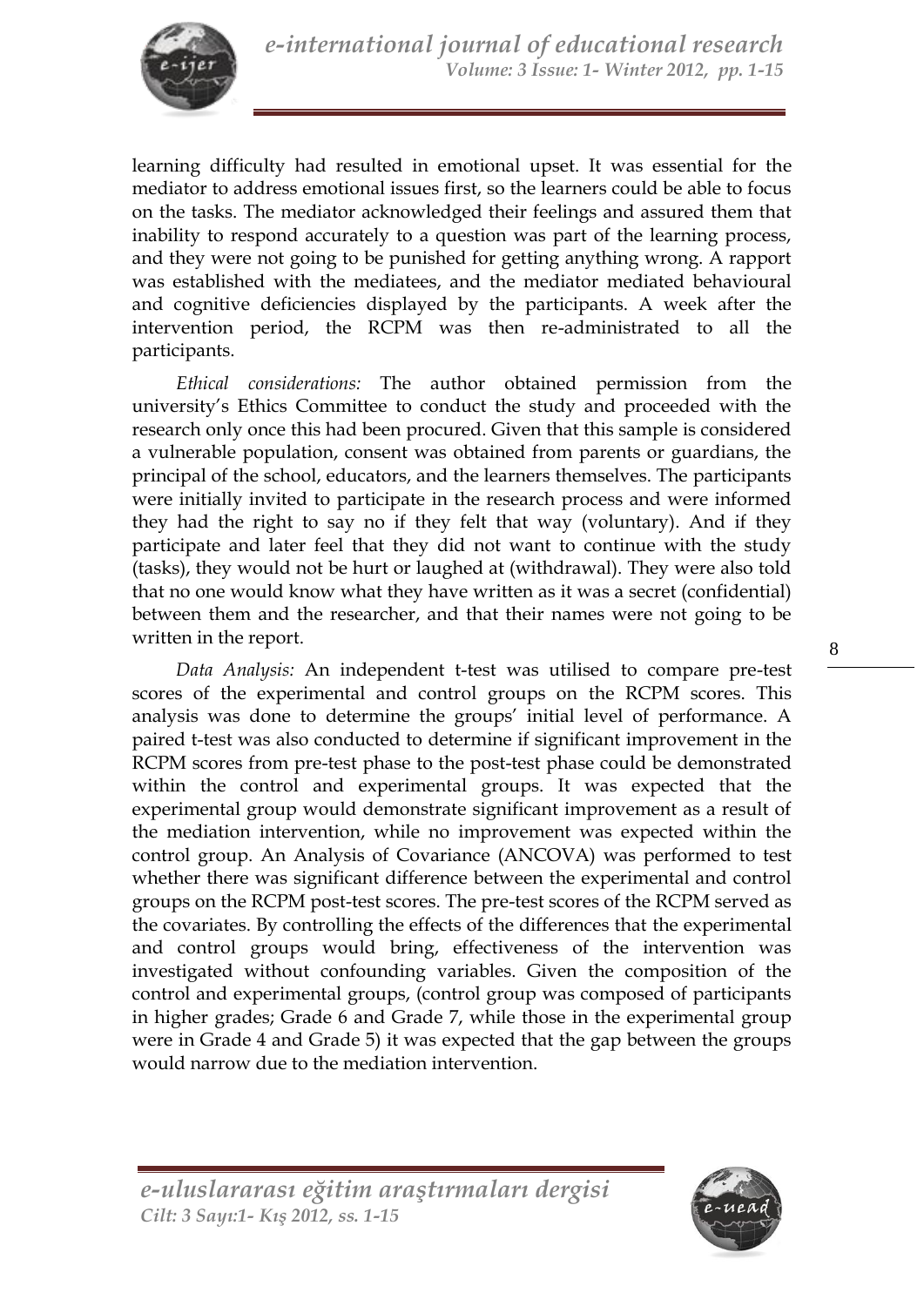learning difficulty had resulted in emotional upset. It was essential for the mediator to address emotional issues first, so the learners could be able to focus on the tasks. The mediator acknowledged their feelings and assured them that inability to respond accurately to a question was part of the learning process, and they were not going to be punished for getting anything wrong. A rapport was established with the mediatees, and the mediator mediated behavioural and cognitive deficiencies displayed by the participants. A week after the intervention period, the RCPM was then re-administrated to all the participants.

*Ethical considerations:* The author obtained permission from the university's Ethics Committee to conduct the study and proceeded with the research only once this had been procured. Given that this sample is considered a vulnerable population, consent was obtained from parents or guardians, the principal of the school, educators, and the learners themselves. The participants were initially invited to participate in the research process and were informed they had the right to say no if they felt that way (voluntary). And if they participate and later feel that they did not want to continue with the study (tasks), they would not be hurt or laughed at (withdrawal). They were also told that no one would know what they have written as it was a secret (confidential) between them and the researcher, and that their names were not going to be written in the report.

*Data Analysis:* An independent t-test was utilised to compare pre-test scores of the experimental and control groups on the RCPM scores. This analysis was done to determine the groups' initial level of performance. A paired t-test was also conducted to determine if significant improvement in the RCPM scores from pre-test phase to the post-test phase could be demonstrated within the control and experimental groups. It was expected that the experimental group would demonstrate significant improvement as a result of the mediation intervention, while no improvement was expected within the control group. An Analysis of Covariance (ANCOVA) was performed to test whether there was significant difference between the experimental and control groups on the RCPM post-test scores. The pre-test scores of the RCPM served as the covariates. By controlling the effects of the differences that the experimental and control groups would bring, effectiveness of the intervention was investigated without confounding variables. Given the composition of the control and experimental groups, (control group was composed of participants in higher grades; Grade 6 and Grade 7, while those in the experimental group were in Grade 4 and Grade 5) it was expected that the gap between the groups would narrow due to the mediation intervention.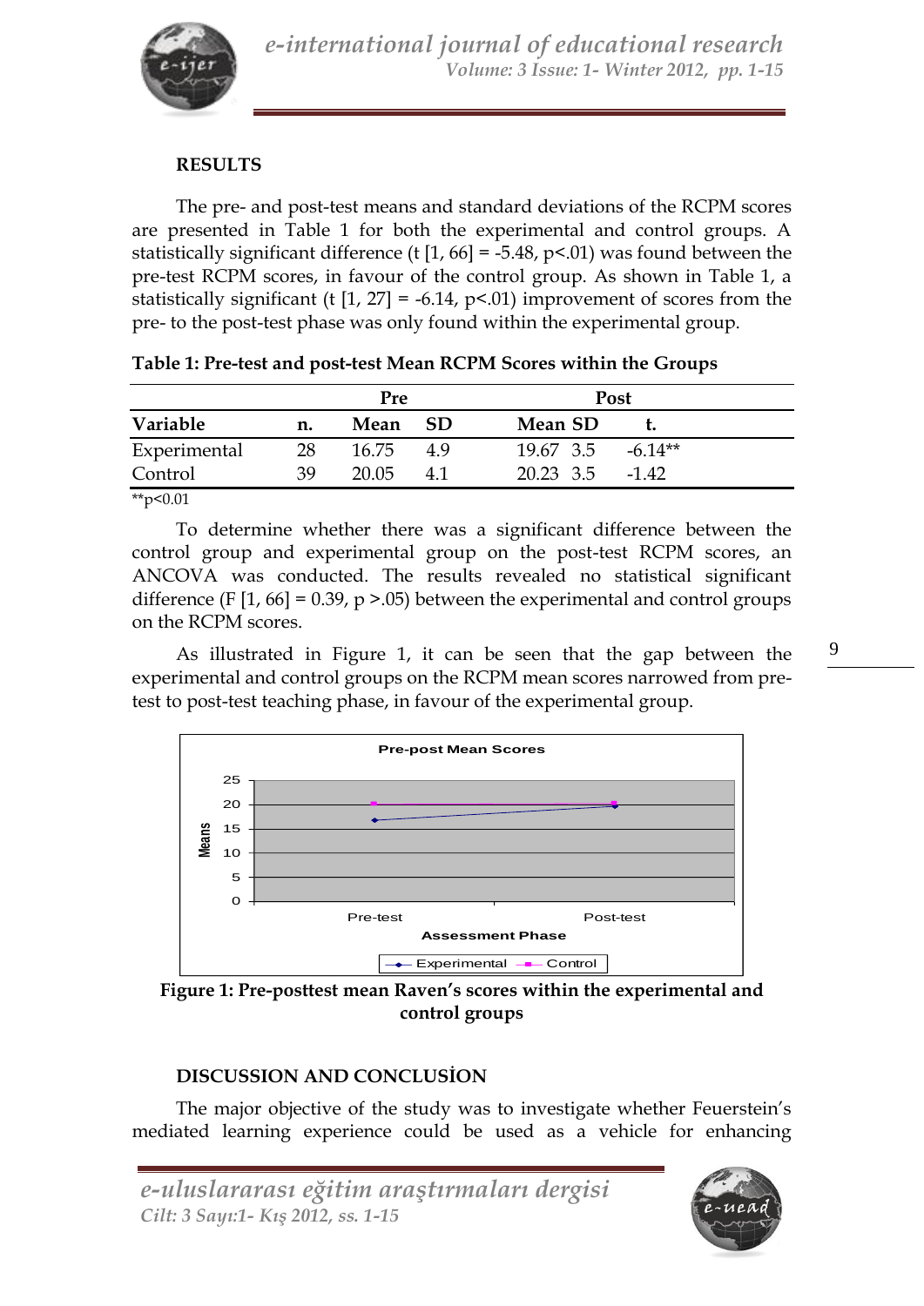## RESULTS

The pre- and post-test means and standard deviations of the RCPM scores are presented in Table 1 for both the experimental and control groups. A statistically significant difference ($t$ [1, 66] = -5.48, $p<.01$) was found between the pre-test RCPM scores, in favour of the control group. As shown in Table 1, a statistically significant ($t$ [1, 27] = -6.14, $p<.01$) improvement of scores from the pre- to the post-test phase was only found within the experimental group.

**Table 1: Pre-test and post-test Mean RCPM Scores within the Groups**

| | | Pre | | Post | | |
|---|---|---|---|---|---|---|
| **Variable** | **n.** | **Mean** | **SD** | **Mean** | **SD** | **t.** |
| Experimental | 28 | 16.75 | 4.9 | 19.67 | 3.5 | -6.14** |
| Control | 39 | 20.05 | 4.1 | 20.23 | 3.5 | -1.42 |

**$p<0.01$

To determine whether there was a significant difference between the control group and experimental group on the post-test RCPM scores, an ANCOVA was conducted. The results revealed no statistical significant difference ($F$ [1, 66] = 0.39, $p$ >.05) between the experimental and control groups on the RCPM scores.

As illustrated in Figure 1, it can be seen that the gap between the experimental and control groups on the RCPM mean scores narrowed from pre-test to post-test teaching phase, in favour of the experimental group.

**Figure 1: Pre-posttest mean Raven's scores within the experimental and control groups**

## DISCUSSION AND CONCLUSİON

The major objective of the study was to investigate whether Feuerstein's mediated learning experience could be used as a vehicle for enhancing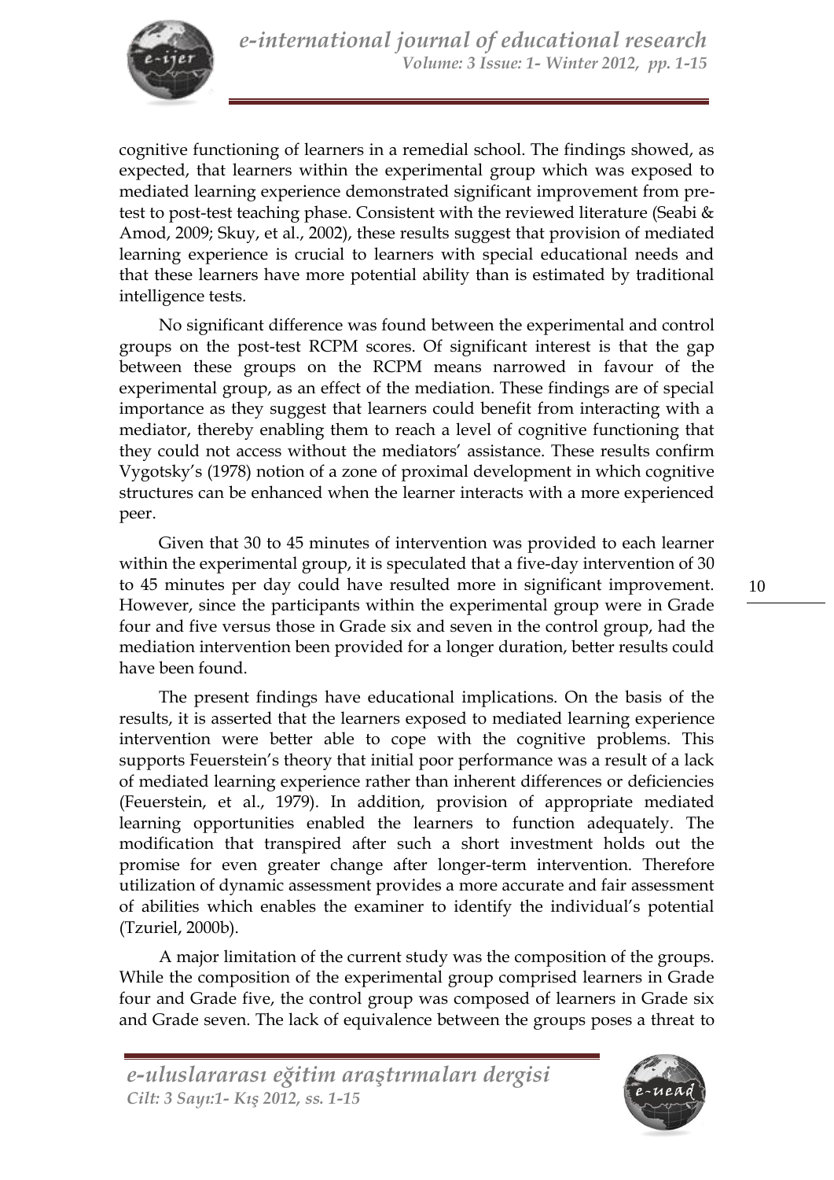cognitive functioning of learners in a remedial school. The findings showed, as expected, that learners within the experimental group which was exposed to mediated learning experience demonstrated significant improvement from pre-test to post-test teaching phase. Consistent with the reviewed literature (Seabi & Amod, 2009; Skuy, et al., 2002), these results suggest that provision of mediated learning experience is crucial to learners with special educational needs and that these learners have more potential ability than is estimated by traditional intelligence tests.

No significant difference was found between the experimental and control groups on the post-test RCPM scores. Of significant interest is that the gap between these groups on the RCPM means narrowed in favour of the experimental group, as an effect of the mediation. These findings are of special importance as they suggest that learners could benefit from interacting with a mediator, thereby enabling them to reach a level of cognitive functioning that they could not access without the mediators' assistance. These results confirm Vygotsky's (1978) notion of a zone of proximal development in which cognitive structures can be enhanced when the learner interacts with a more experienced peer.

Given that 30 to 45 minutes of intervention was provided to each learner within the experimental group, it is speculated that a five-day intervention of 30 to 45 minutes per day could have resulted more in significant improvement. However, since the participants within the experimental group were in Grade four and five versus those in Grade six and seven in the control group, had the mediation intervention been provided for a longer duration, better results could have been found.

The present findings have educational implications. On the basis of the results, it is asserted that the learners exposed to mediated learning experience intervention were better able to cope with the cognitive problems. This supports Feuerstein's theory that initial poor performance was a result of a lack of mediated learning experience rather than inherent differences or deficiencies (Feuerstein, et al., 1979). In addition, provision of appropriate mediated learning opportunities enabled the learners to function adequately. The modification that transpired after such a short investment holds out the promise for even greater change after longer-term intervention. Therefore utilization of dynamic assessment provides a more accurate and fair assessment of abilities which enables the examiner to identify the individual's potential (Tzuriel, 2000b).

A major limitation of the current study was the composition of the groups. While the composition of the experimental group comprised learners in Grade four and Grade five, the control group was composed of learners in Grade six and Grade seven. The lack of equivalence between the groups poses a threat to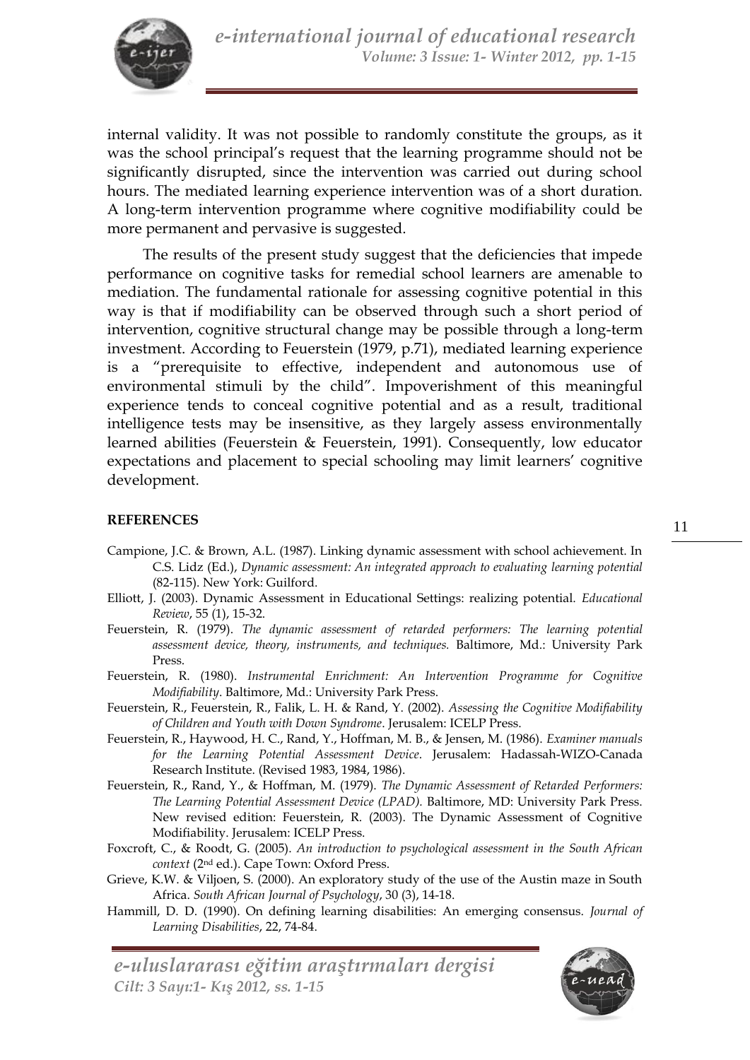internal validity. It was not possible to randomly constitute the groups, as it was the school principal's request that the learning programme should not be significantly disrupted, since the intervention was carried out during school hours. The mediated learning experience intervention was of a short duration. A long-term intervention programme where cognitive modifiability could be more permanent and pervasive is suggested.

The results of the present study suggest that the deficiencies that impede performance on cognitive tasks for remedial school learners are amenable to mediation. The fundamental rationale for assessing cognitive potential in this way is that if modifiability can be observed through such a short period of intervention, cognitive structural change may be possible through a long-term investment. According to Feuerstein (1979, p.71), mediated learning experience is a "prerequisite to effective, independent and autonomous use of environmental stimuli by the child". Impoverishment of this meaningful experience tends to conceal cognitive potential and as a result, traditional intelligence tests may be insensitive, as they largely assess environmentally learned abilities (Feuerstein & Feuerstein, 1991). Consequently, low educator expectations and placement to special schooling may limit learners' cognitive development.

## REFERENCES

Campione, J.C. & Brown, A.L. (1987). Linking dynamic assessment with school achievement. In C.S. Lidz (Ed.), *Dynamic assessment: An integrated approach to evaluating learning potential* (82-115). New York: Guilford.

Elliott, J. (2003). Dynamic Assessment in Educational Settings: realizing potential. *Educational Review*, 55 (1), 15-32.

Feuerstein, R. (1979). *The dynamic assessment of retarded performers: The learning potential assessment device, theory, instruments, and techniques.* Baltimore, Md.: University Park Press.

Feuerstein, R. (1980). *Instrumental Enrichment: An Intervention Programme for Cognitive Modifiability*. Baltimore, Md.: University Park Press.

Feuerstein, R., Feuerstein, R., Falik, L. H. & Rand, Y. (2002). *Assessing the Cognitive Modifiability of Children and Youth with Down Syndrome*. Jerusalem: ICELP Press.

Feuerstein, R., Haywood, H. C., Rand, Y., Hoffman, M. B., & Jensen, M. (1986). *Examiner manuals for the Learning Potential Assessment Device*. Jerusalem: Hadassah-WIZO-Canada Research Institute. (Revised 1983, 1984, 1986).

Feuerstein, R., Rand, Y., & Hoffman, M. (1979). *The Dynamic Assessment of Retarded Performers: The Learning Potential Assessment Device (LPAD).* Baltimore, MD: University Park Press. New revised edition: Feuerstein, R. (2003). The Dynamic Assessment of Cognitive Modifiability. Jerusalem: ICELP Press.

Foxcroft, C., & Roodt, G. (2005). *An introduction to psychological assessment in the South African context* (2nd ed.). Cape Town: Oxford Press.

Grieve, K.W. & Viljoen, S. (2000). An exploratory study of the use of the Austin maze in South Africa. *South African Journal of Psychology*, 30 (3), 14-18.

Hammill, D. D. (1990). On defining learning disabilities: An emerging consensus. *Journal of Learning Disabilities*, 22, 74-84.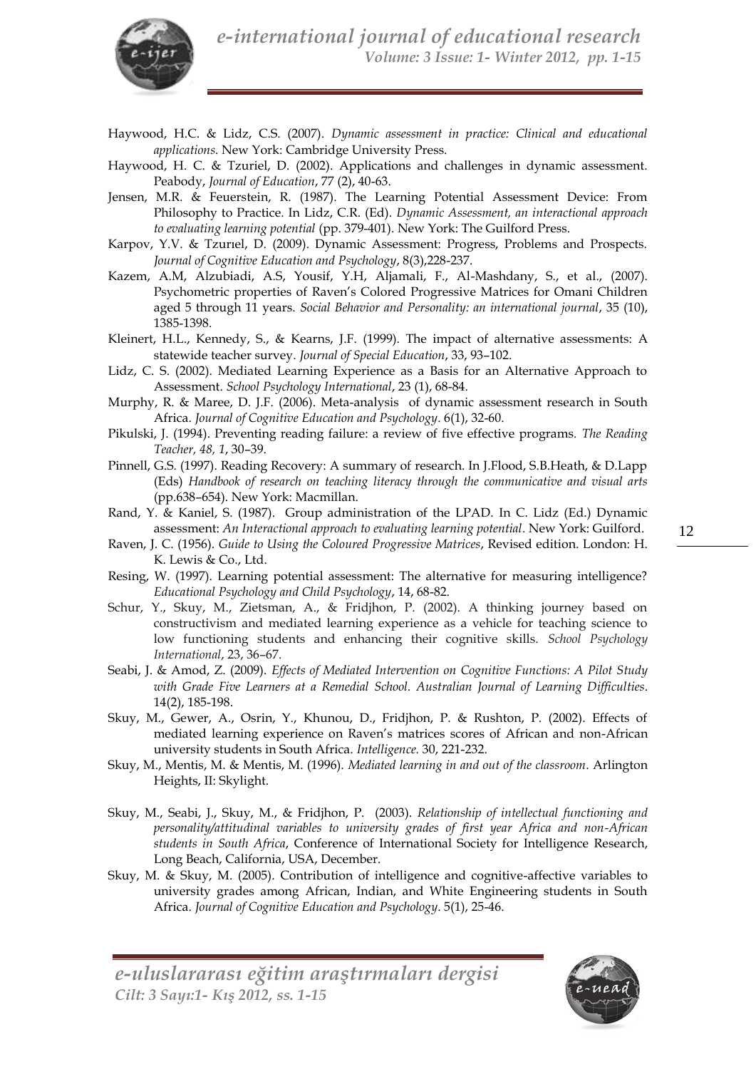Haywood, H.C. & Lidz, C.S. (2007). *Dynamic assessment in practice: Clinical and educational applications*. New York: Cambridge University Press.

Haywood, H. C. & Tzuriel, D. (2002). Applications and challenges in dynamic assessment. Peabody, *Journal of Education*, 77 (2), 40-63.

Jensen, M.R. & Feuerstein, R. (1987). The Learning Potential Assessment Device: From Philosophy to Practice. In Lidz, C.R. (Ed). *Dynamic Assessment, an interactional approach to evaluating learning potential* (pp. 379-401). New York: The Guilford Press.

Karpov, Y.V. & Tzurıel, D. (2009). Dynamic Assessment: Progress, Problems and Prospects. *Journal of Cognitive Education and Psychology*, 8(3),228-237.

Kazem, A.M, Alzubiadi, A.S, Yousif, Y.H, Aljamali, F., Al-Mashdany, S., et al., (2007). Psychometric properties of Raven's Colored Progressive Matrices for Omani Children aged 5 through 11 years. *Social Behavior and Personality: an international journal*, 35 (10), 1385-1398.

Kleinert, H.L., Kennedy, S., & Kearns, J.F. (1999). The impact of alternative assessments: A statewide teacher survey. *Journal of Special Education*, 33, 93–102.

Lidz, C. S. (2002). Mediated Learning Experience as a Basis for an Alternative Approach to Assessment. *School Psychology International*, 23 (1), 68-84.

Murphy, R. & Maree, D. J.F. (2006). Meta-analysis of dynamic assessment research in South Africa. *Journal of Cognitive Education and Psychology*. 6(1), 32-60.

Pikulski, J. (1994). Preventing reading failure: a review of five effective programs. *The Reading Teacher, 48, 1*, 30–39.

Pinnell, G.S. (1997). Reading Recovery: A summary of research. In J.Flood, S.B.Heath, & D.Lapp (Eds) *Handbook of research on teaching literacy through the communicative and visual arts* (pp.638–654). New York: Macmillan.

Rand, Y. & Kaniel, S. (1987). Group administration of the LPAD. In C. Lidz (Ed.) Dynamic assessment: *An Interactional approach to evaluating learning potential*. New York: Guilford.

Raven, J. C. (1956). *Guide to Using the Coloured Progressive Matrices*, Revised edition. London: H. K. Lewis & Co., Ltd.

Resing, W. (1997). Learning potential assessment: The alternative for measuring intelligence? *Educational Psychology and Child Psychology*, 14, 68-82.

Schur, Y., Skuy, M., Zietsman, A., & Fridjhon, P. (2002). A thinking journey based on constructivism and mediated learning experience as a vehicle for teaching science to low functioning students and enhancing their cognitive skills. *School Psychology International*, 23, 36–67.

Seabi, J. & Amod, Z. (2009). *Effects of Mediated Intervention on Cognitive Functions: A Pilot Study with Grade Five Learners at a Remedial School. Australian Journal of Learning Difficulties*. 14(2), 185-198.

Skuy, M., Gewer, A., Osrin, Y., Khunou, D., Fridjhon, P. & Rushton, P. (2002). Effects of mediated learning experience on Raven's matrices scores of African and non-African university students in South Africa. *Intelligence.* 30, 221-232.

Skuy, M., Mentis, M. & Mentis, M. (1996). *Mediated learning in and out of the classroom*. Arlington Heights, II: Skylight.

Skuy, M., Seabi, J., Skuy, M., & Fridjhon, P. (2003). *Relationship of intellectual functioning and personality/attitudinal variables to university grades of first year Africa and non-African students in South Africa*, Conference of International Society for Intelligence Research, Long Beach, California, USA, December.

Skuy, M. & Skuy, M. (2005). Contribution of intelligence and cognitive-affective variables to university grades among African, Indian, and White Engineering students in South Africa. *Journal of Cognitive Education and Psychology*. 5(1), 25-46.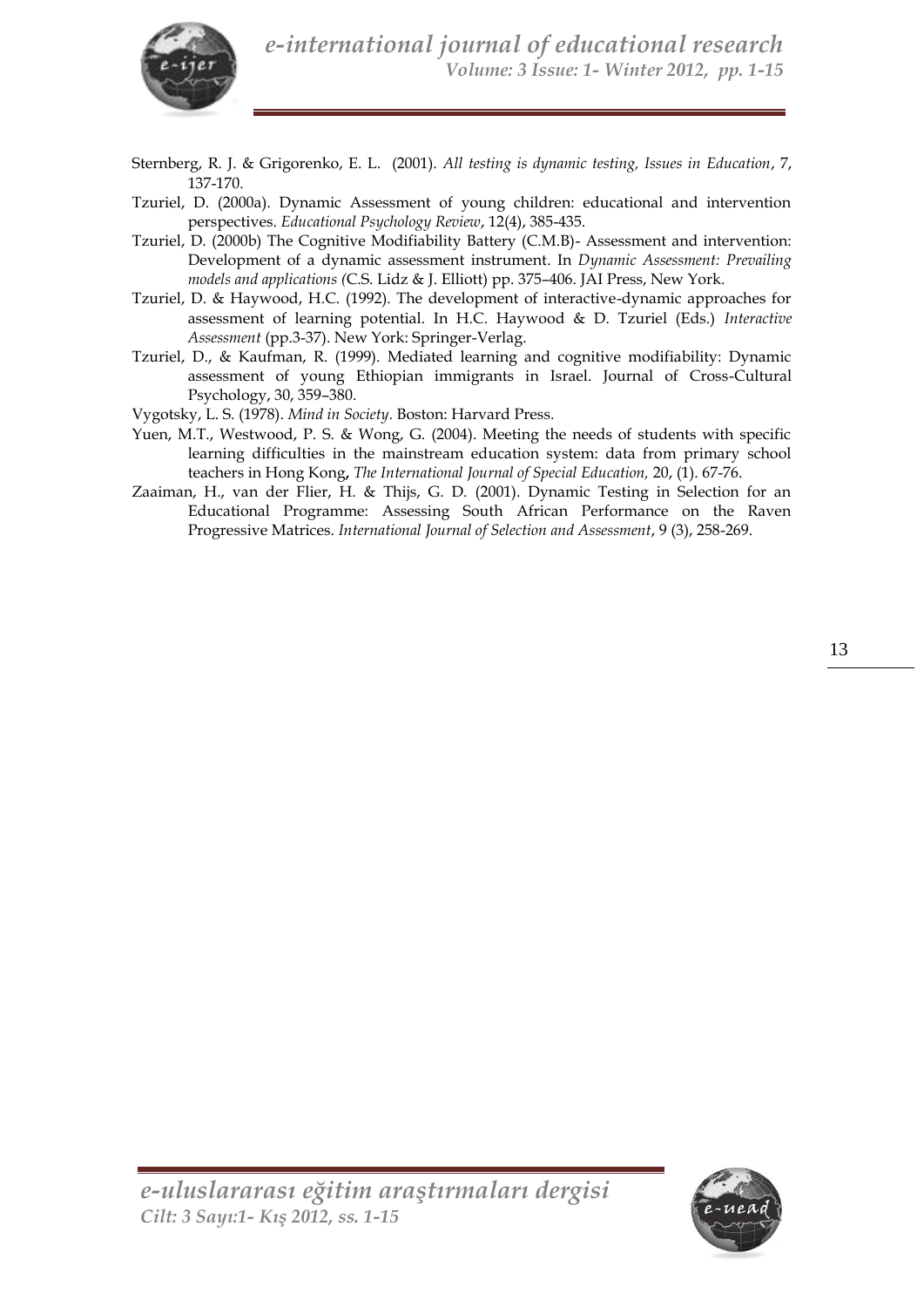Sternberg, R. J. & Grigorenko, E. L. (2001). *All testing is dynamic testing, Issues in Education*, 7, 137-170.

Tzuriel, D. (2000a). Dynamic Assessment of young children: educational and intervention perspectives. *Educational Psychology Review*, 12(4), 385-435.

Tzuriel, D. (2000b) The Cognitive Modifiability Battery (C.M.B)- Assessment and intervention: Development of a dynamic assessment instrument. In *Dynamic Assessment: Prevailing models and applications (*C.S. Lidz & J. Elliott) pp. 375–406. JAI Press, New York.

Tzuriel, D. & Haywood, H.C. (1992). The development of interactive-dynamic approaches for assessment of learning potential. In H.C. Haywood & D. Tzuriel (Eds.) *Interactive Assessment* (pp.3-37). New York: Springer-Verlag.

Tzuriel, D., & Kaufman, R. (1999). Mediated learning and cognitive modifiability: Dynamic assessment of young Ethiopian immigrants in Israel. Journal of Cross-Cultural Psychology, 30, 359–380.

Vygotsky, L. S. (1978). *Mind in Society.* Boston: Harvard Press.

Yuen, M.T., Westwood, P. S. & Wong, G. (2004). Meeting the needs of students with specific learning difficulties in the mainstream education system: data from primary school teachers in Hong Kong**,** *The International Journal of Special Education,* 20, (1). 67-76.

Zaaiman, H., van der Flier, H. & Thijs, G. D. (2001). Dynamic Testing in Selection for an Educational Programme: Assessing South African Performance on the Raven Progressive Matrices. *International Journal of Selection and Assessment*, 9 (3), 258-269.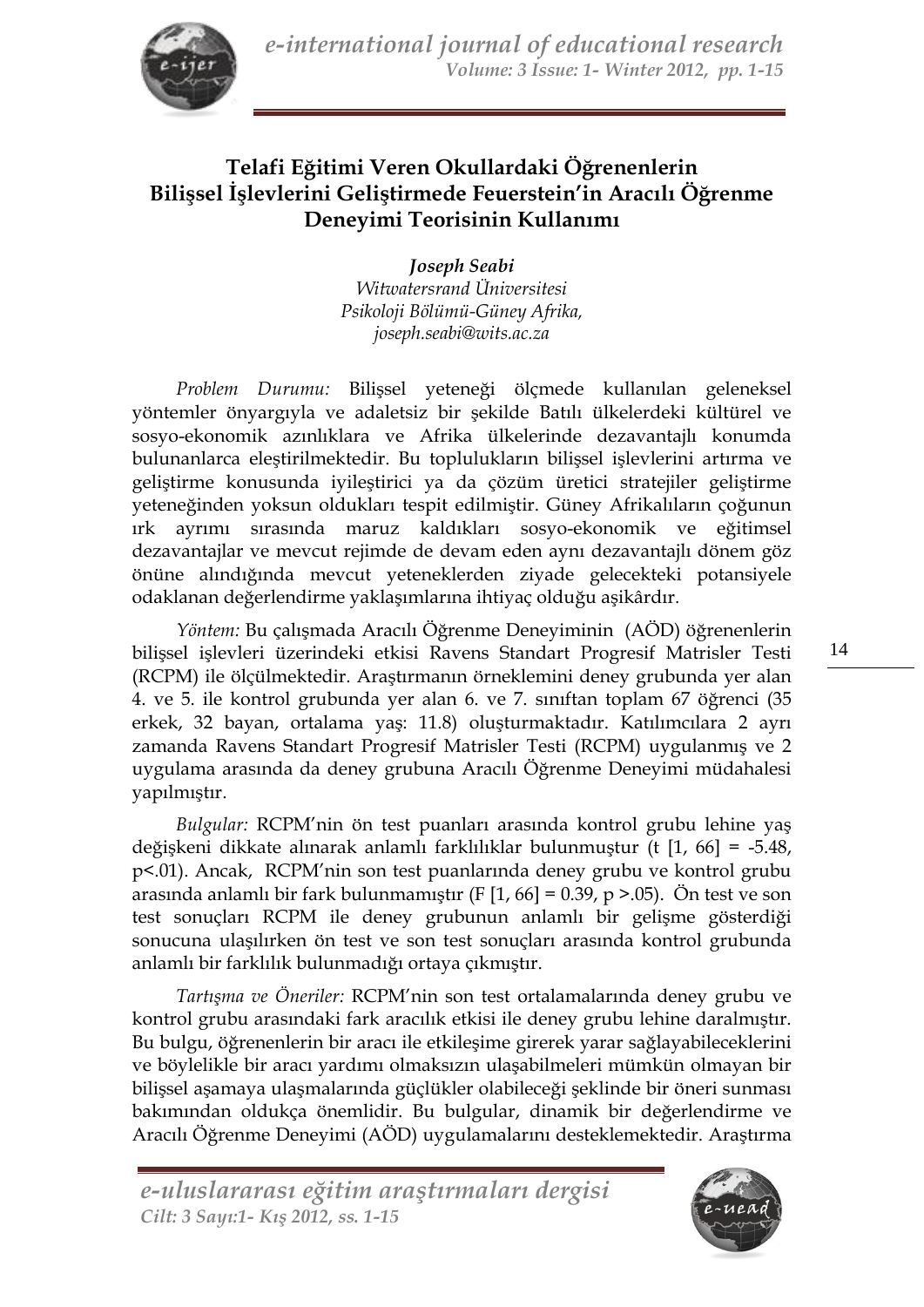# Telafi Eğitimi Veren Okullardaki Öğrenenlerin Bilişsel İşlevlerini Geliştirmede Feuerstein'in Aracılı Öğrenme Deneyimi Teorisinin Kullanımı

***Joseph Seabi***
*Witwatersrand Üniversitesi*
*Psikoloji Bölümü-Güney Afrika,*
*joseph.seabi@wits.ac.za*

*Problem Durumu:* Bilişsel yeteneği ölçmede kullanılan geleneksel yöntemler önyargıyla ve adaletsiz bir şekilde Batılı ülkelerdeki kültürel ve sosyo-ekonomik azınlıklara ve Afrika ülkelerinde dezavantajlı konumda bulunanlarca eleştirilmektedir. Bu toplulukların bilişsel işlevlerini artırma ve geliştirme konusunda iyileştirici ya da çözüm üretici stratejiler geliştirme yeteneğinden yoksun oldukları tespit edilmiştir. Güney Afrikalıların çoğunun ırk ayrımı sırasında maruz kaldıkları sosyo-ekonomik ve eğitimsel dezavantajlar ve mevcut rejimde de devam eden aynı dezavantajlı dönem göz önüne alındığında mevcut yeteneklerden ziyade gelecekteki potansiyele odaklanan değerlendirme yaklaşımlarına ihtiyaç olduğu aşikârdır.

*Yöntem:* Bu çalışmada Aracılı Öğrenme Deneyiminin (AÖD) öğrenenlerin bilişsel işlevleri üzerindeki etkisi Ravens Standart Progresif Matrisler Testi (RCPM) ile ölçülmektedir. Araştırmanın örneklemini deney grubunda yer alan 4. ve 5. ile kontrol grubunda yer alan 6. ve 7. sınıftan toplam 67 öğrenci (35 erkek, 32 bayan, ortalama yaş: 11.8) oluşturmaktadır. Katılımcılara 2 ayrı zamanda Ravens Standart Progresif Matrisler Testi (RCPM) uygulanmış ve 2 uygulama arasında da deney grubuna Aracılı Öğrenme Deneyimi müdahalesi yapılmıştır.

*Bulgular:* RCPM'nin ön test puanları arasında kontrol grubu lehine yaş değişkeni dikkate alınarak anlamlı farklılıklar bulunmuştur ($t[1, 66] = -5.48$, $p<.01$). Ancak, RCPM'nin son test puanlarında deney grubu ve kontrol grubu arasında anlamlı bir fark bulunmamıştır ($F[1, 66] = 0.39$, $p>.05$). Ön test ve son test sonuçları RCPM ile deney grubunun anlamlı bir gelişme gösterdiği sonucuna ulaşılırken ön test ve son test sonuçları arasında kontrol grubunda anlamlı bir farklılık bulunmadığı ortaya çıkmıştır.

*Tartışma ve Öneriler:* RCPM'nin son test ortalamalarında deney grubu ve kontrol grubu arasındaki fark aracılık etkisi ile deney grubu lehine daralmıştır. Bu bulgu, öğrenenlerin bir aracı ile etkileşime girerek yarar sağlayabileceklerini ve böylelikle bir aracı yardımı olmaksızın ulaşabilmeleri mümkün olmayan bir bilişsel aşamaya ulaşmalarında güçlükler olabileceği şeklinde bir öneri sunması bakımından oldukça önemlidir. Bu bulgular, dinamik bir değerlendirme ve Aracılı Öğrenme Deneyimi (AÖD) uygulamalarını desteklemektedir. Araştırma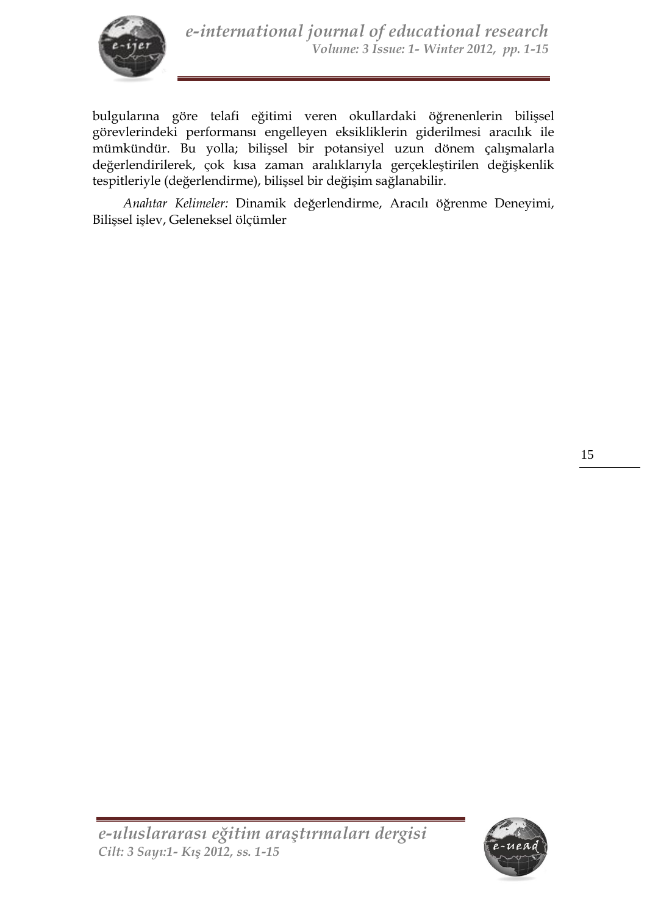bulgularına göre telafi eğitimi veren okullardaki öğrenenlerin bilişsel görevlerindeki performansı engelleyen eksikliklerin giderilmesi aracılık ile mümkündür. Bu yolla; bilişsel bir potansiyel uzun dönem çalışmalarla değerlendirilerek, çok kısa zaman aralıklarıyla gerçekleştirilen değişkenlik tespitleriyle (değerlendirme), bilişsel bir değişim sağlanabilir.

*Anahtar Kelimeler:* Dinamik değerlendirme, Aracılı öğrenme Deneyimi, Bilişsel işlev, Geleneksel ölçümler